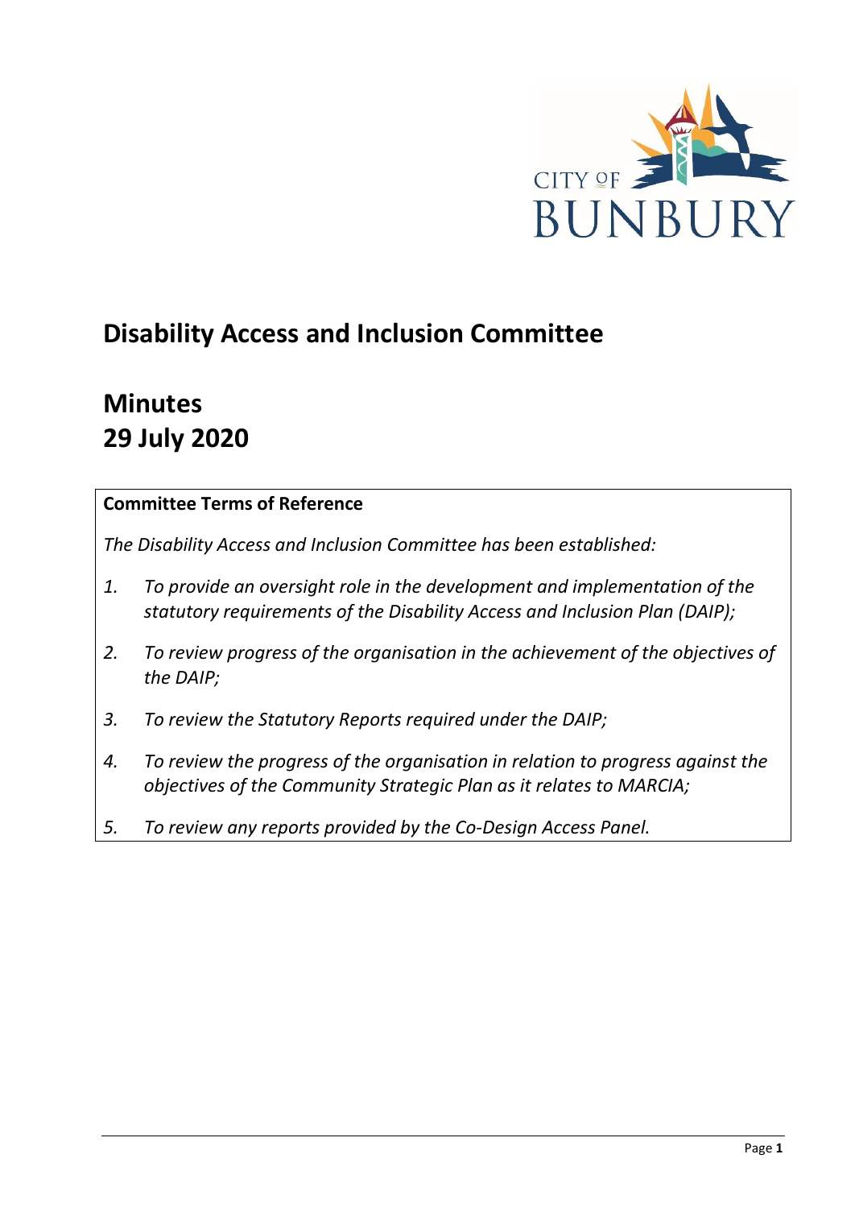# Disability Access and Inclusion Committee

# Minutes
# 29 July 2020

**Committee Terms of Reference**

*The Disability Access and Inclusion Committee has been established:*

1. *To provide an oversight role in the development and implementation of the statutory requirements of the Disability Access and Inclusion Plan (DAIP);*
2. *To review progress of the organisation in the achievement of the objectives of the DAIP;*
3. *To review the Statutory Reports required under the DAIP;*
4. *To review the progress of the organisation in relation to progress against the objectives of the Community Strategic Plan as it relates to MARCIA;*
5. *To review any reports provided by the Co-Design Access Panel.*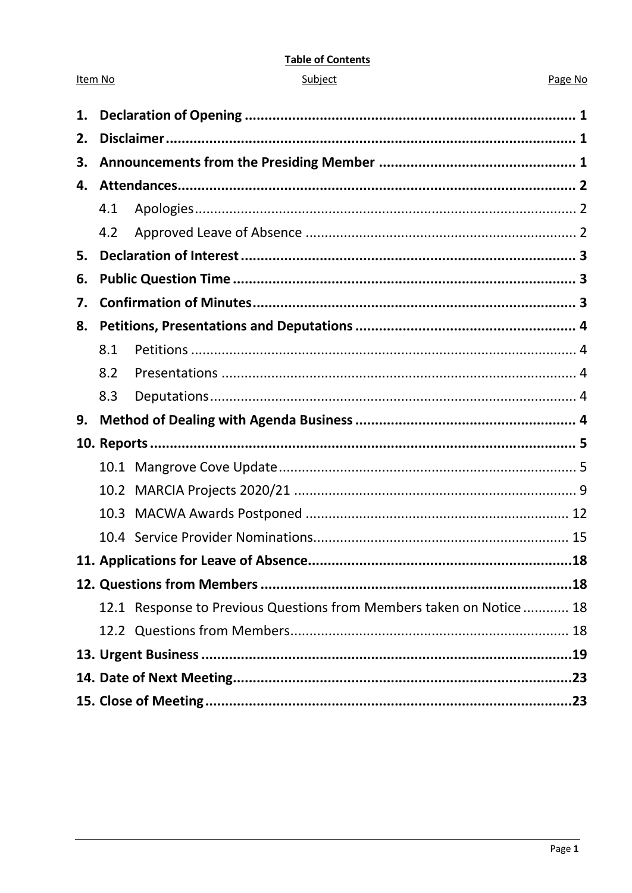**Table of Contents**

| Item No | Subject | Page No |
|---|---|---|
| **1.** | **Declaration of Opening** | **1** |
| **2.** | **Disclaimer** | **1** |
| **3.** | **Announcements from the Presiding Member** | **1** |
| **4.** | **Attendances** | **2** |
| 4.1 | Apologies | 2 |
| 4.2 | Approved Leave of Absence | 2 |
| **5.** | **Declaration of Interest** | **3** |
| **6.** | **Public Question Time** | **3** |
| **7.** | **Confirmation of Minutes** | **3** |
| **8.** | **Petitions, Presentations and Deputations** | **4** |
| 8.1 | Petitions | 4 |
| 8.2 | Presentations | 4 |
| 8.3 | Deputations | 4 |
| **9.** | **Method of Dealing with Agenda Business** | **4** |
| **10.** | **Reports** | **5** |
| 10.1 | Mangrove Cove Update | 5 |
| 10.2 | MARCIA Projects 2020/21 | 9 |
| 10.3 | MACWA Awards Postponed | 12 |
| 10.4 | Service Provider Nominations | 15 |
| **11.** | **Applications for Leave of Absence** | **18** |
| **12.** | **Questions from Members** | **18** |
| 12.1 | Response to Previous Questions from Members taken on Notice | 18 |
| 12.2 | Questions from Members | 18 |
| **13.** | **Urgent Business** | **19** |
| **14.** | **Date of Next Meeting** | **23** |
| **15.** | **Close of Meeting** | **23** |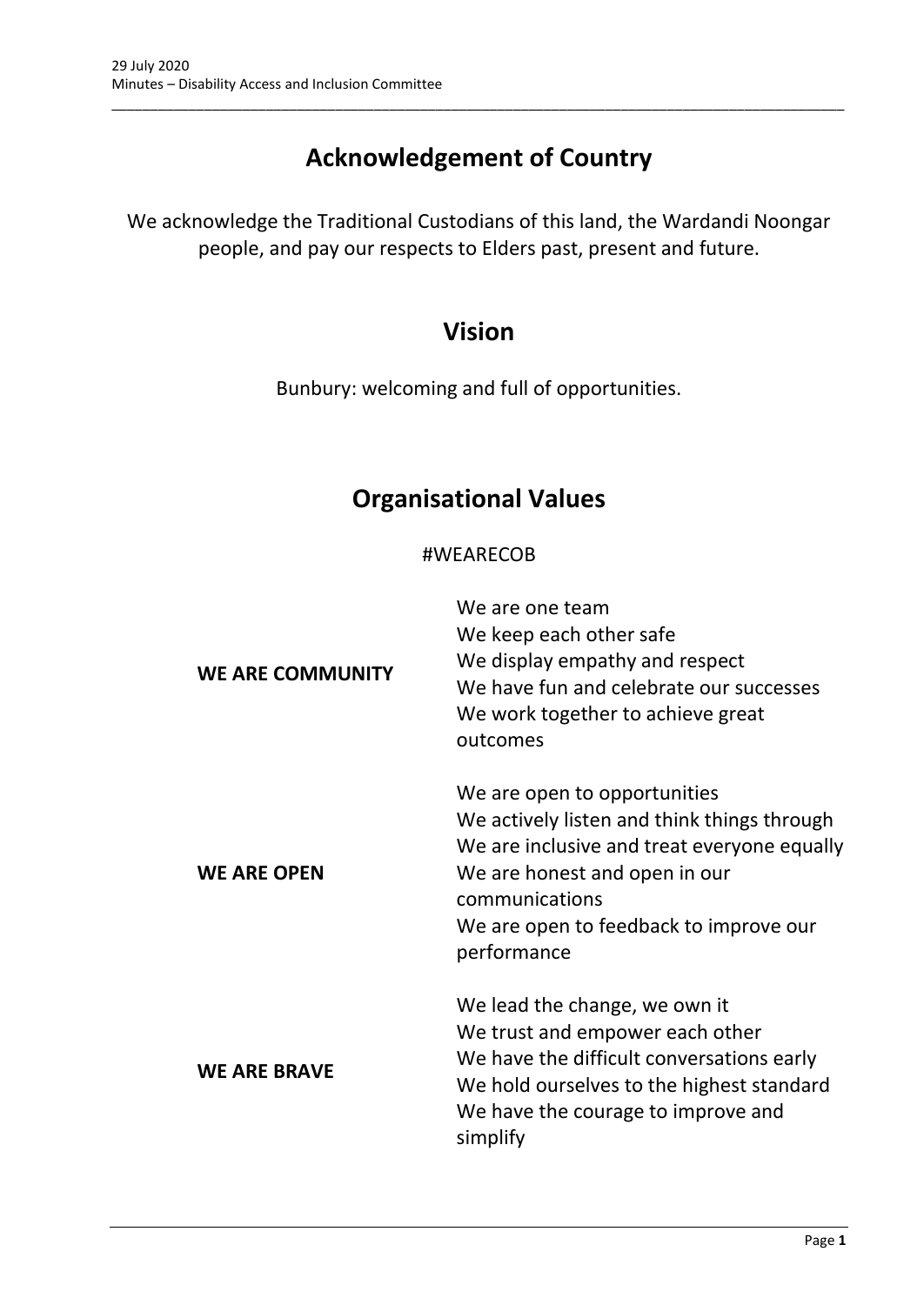# Acknowledgement of Country

We acknowledge the Traditional Custodians of this land, the Wardandi Noongar people, and pay our respects to Elders past, present and future.

# Vision

Bunbury: welcoming and full of opportunities.

# Organisational Values

#WEARECOB

| | |
|---|---|
| **WE ARE COMMUNITY** | We are one team<br>We keep each other safe<br>We display empathy and respect<br>We have fun and celebrate our successes<br>We work together to achieve great outcomes |
| **WE ARE OPEN** | We are open to opportunities<br>We actively listen and think things through<br>We are inclusive and treat everyone equally<br>We are honest and open in our communications<br>We are open to feedback to improve our performance |
| **WE ARE BRAVE** | We lead the change, we own it<br>We trust and empower each other<br>We have the difficult conversations early<br>We hold ourselves to the highest standard<br>We have the courage to improve and simplify |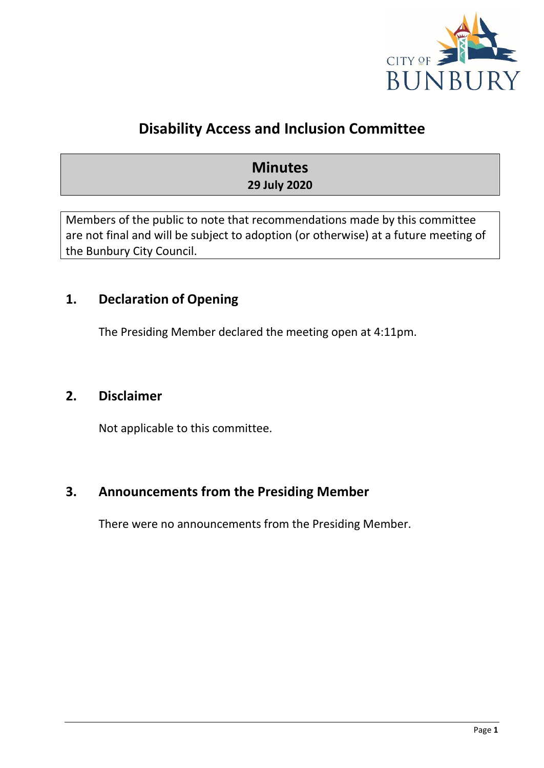# Disability Access and Inclusion Committee

## Minutes
**29 July 2020**

Members of the public to note that recommendations made by this committee are not final and will be subject to adoption (or otherwise) at a future meeting of the Bunbury City Council.

## 1. Declaration of Opening

The Presiding Member declared the meeting open at 4:11pm.

## 2. Disclaimer

Not applicable to this committee.

## 3. Announcements from the Presiding Member

There were no announcements from the Presiding Member.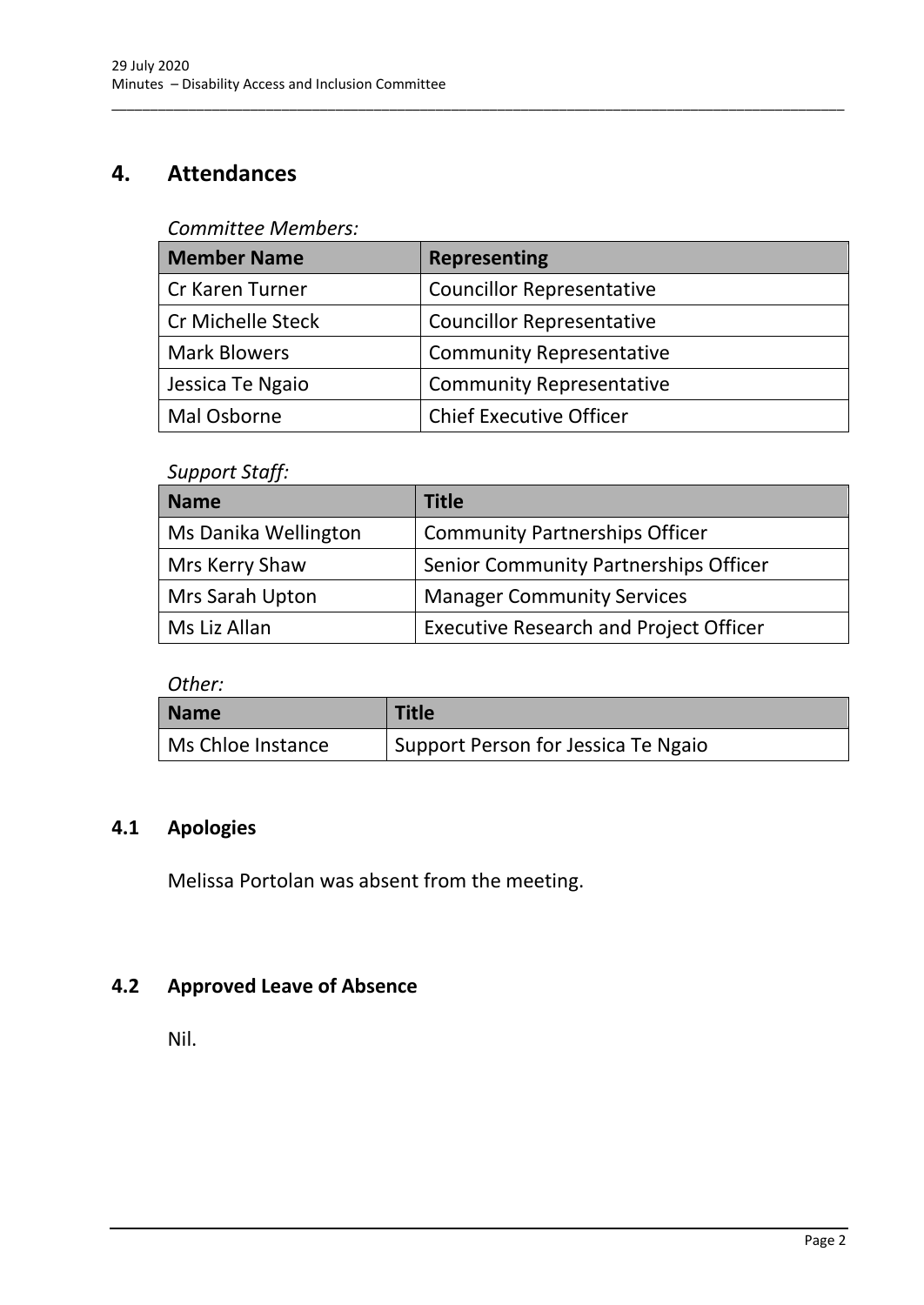## 4. Attendances

*Committee Members:*

| Member Name | Representing |
|---|---|
| Cr Karen Turner | Councillor Representative |
| Cr Michelle Steck | Councillor Representative |
| Mark Blowers | Community Representative |
| Jessica Te Ngaio | Community Representative |
| Mal Osborne | Chief Executive Officer |

*Support Staff:*

| Name | Title |
|---|---|
| Ms Danika Wellington | Community Partnerships Officer |
| Mrs Kerry Shaw | Senior Community Partnerships Officer |
| Mrs Sarah Upton | Manager Community Services |
| Ms Liz Allan | Executive Research and Project Officer |

*Other:*

| Name | Title |
|---|---|
| Ms Chloe Instance | Support Person for Jessica Te Ngaio |

### 4.1 Apologies

Melissa Portolan was absent from the meeting.

### 4.2 Approved Leave of Absence

Nil.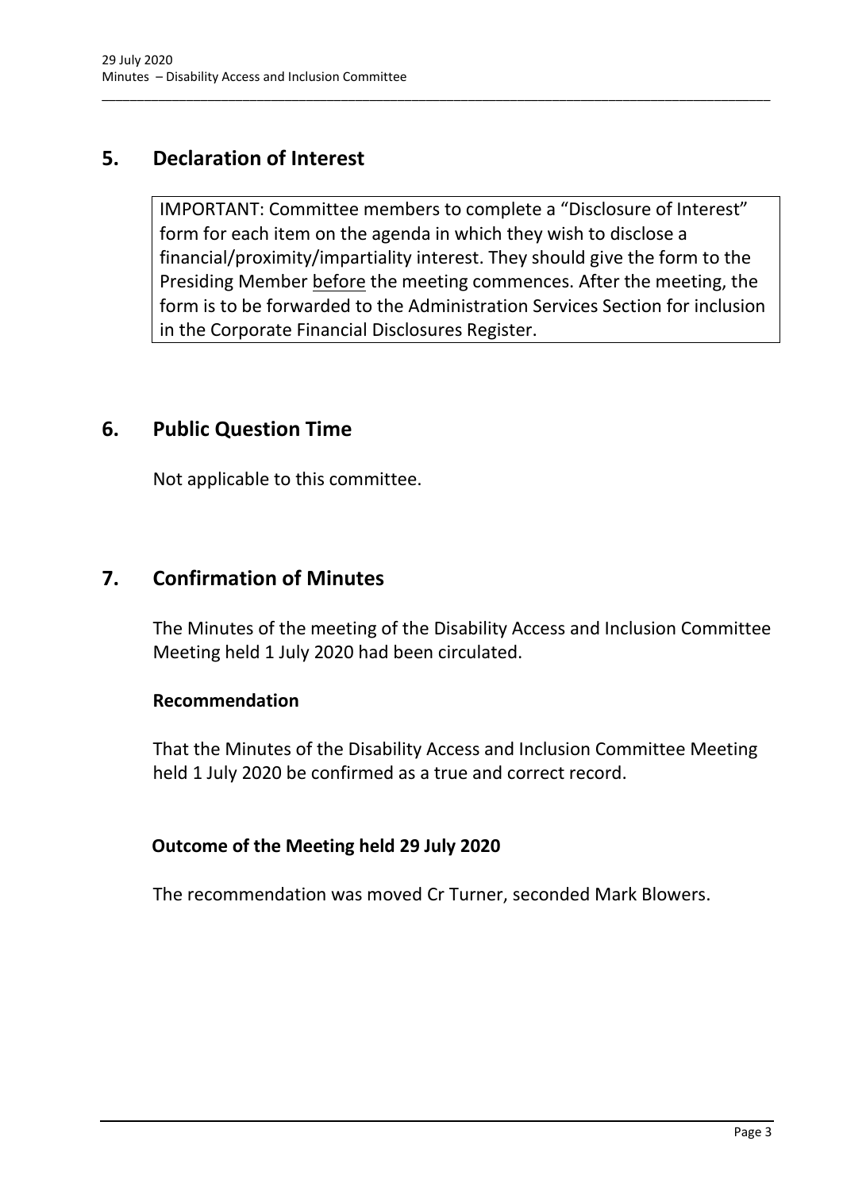## 5. Declaration of Interest

IMPORTANT: Committee members to complete a "Disclosure of Interest" form for each item on the agenda in which they wish to disclose a financial/proximity/impartiality interest. They should give the form to the Presiding Member before the meeting commences. After the meeting, the form is to be forwarded to the Administration Services Section for inclusion in the Corporate Financial Disclosures Register.

## 6. Public Question Time

Not applicable to this committee.

## 7. Confirmation of Minutes

The Minutes of the meeting of the Disability Access and Inclusion Committee Meeting held 1 July 2020 had been circulated.

**Recommendation**

That the Minutes of the Disability Access and Inclusion Committee Meeting held 1 July 2020 be confirmed as a true and correct record.

**Outcome of the Meeting held 29 July 2020**

The recommendation was moved Cr Turner, seconded Mark Blowers.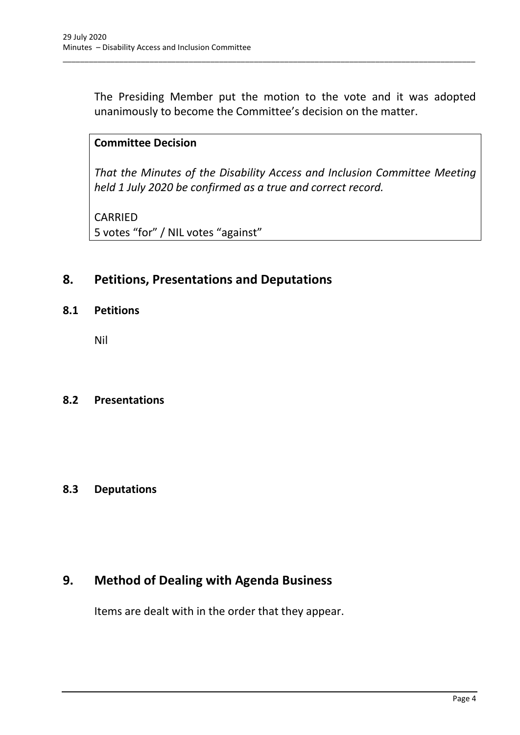The Presiding Member put the motion to the vote and it was adopted unanimously to become the Committee's decision on the matter.

**Committee Decision**

*That the Minutes of the Disability Access and Inclusion Committee Meeting held 1 July 2020 be confirmed as a true and correct record.*

CARRIED
5 votes "for" / NIL votes "against"

## 8. Petitions, Presentations and Deputations

### 8.1 Petitions

Nil

### 8.2 Presentations

### 8.3 Deputations

## 9. Method of Dealing with Agenda Business

Items are dealt with in the order that they appear.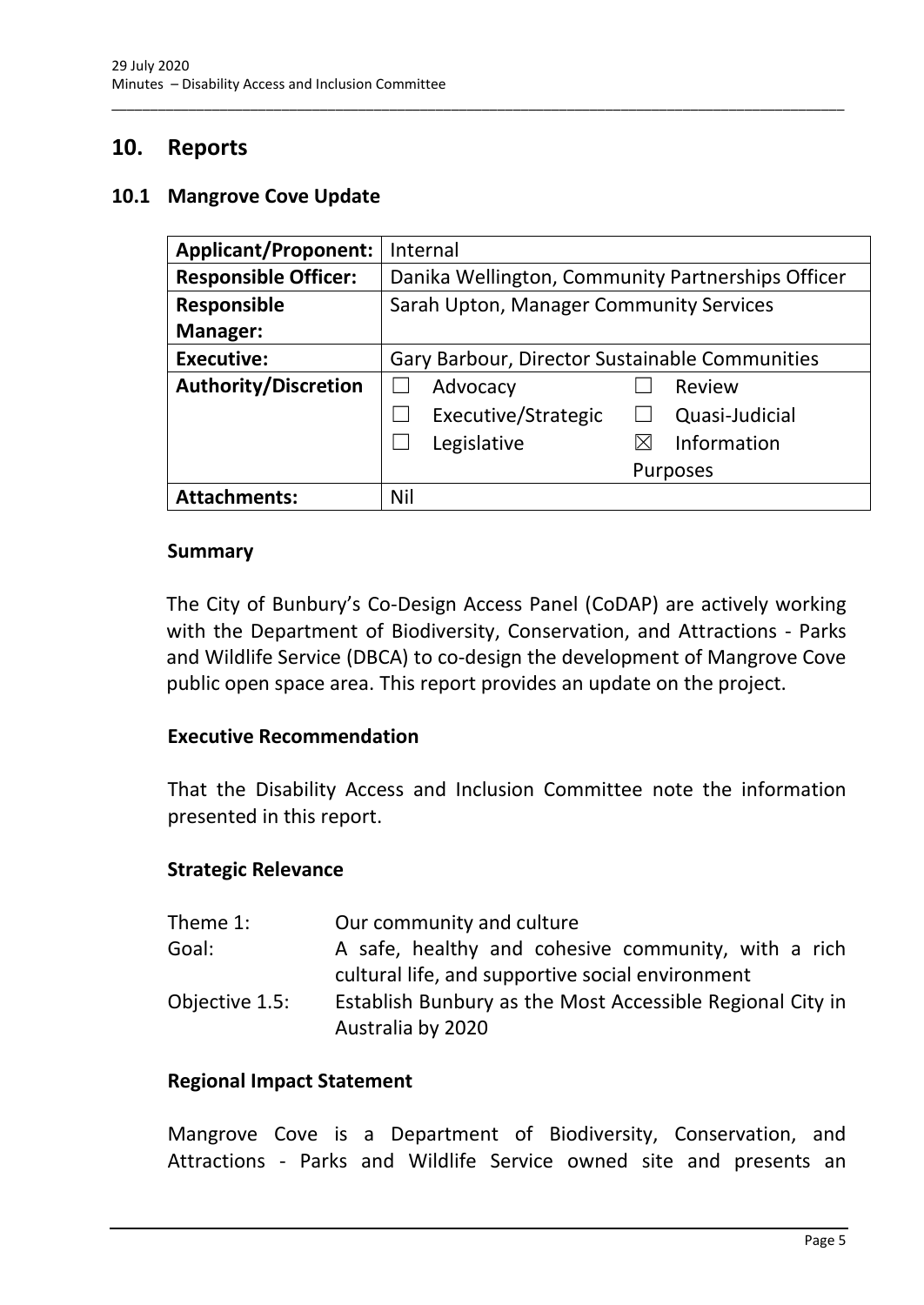## 10. Reports

### 10.1 Mangrove Cove Update

| **Applicant/Proponent:** | Internal | | | |
|---|---|---|---|---|
| **Responsible Officer:** | Danika Wellington, Community Partnerships Officer | | | |
| **Responsible Manager:** | Sarah Upton, Manager Community Services | | | |
| **Executive:** | Gary Barbour, Director Sustainable Communities | | | |
| **Authority/Discretion** | ☐ | Advocacy | ☐ | Review |
| | ☐ | Executive/Strategic | ☐ | Quasi-Judicial |
| | ☐ | Legislative | ☒ | Information Purposes |
| **Attachments:** | Nil | | | |

**Summary**

The City of Bunbury's Co-Design Access Panel (CoDAP) are actively working with the Department of Biodiversity, Conservation, and Attractions - Parks and Wildlife Service (DBCA) to co-design the development of Mangrove Cove public open space area. This report provides an update on the project.

**Executive Recommendation**

That the Disability Access and Inclusion Committee note the information presented in this report.

**Strategic Relevance**

| | |
|---|---|
| Theme 1: | Our community and culture |
| Goal: | A safe, healthy and cohesive community, with a rich cultural life, and supportive social environment |
| Objective 1.5: | Establish Bunbury as the Most Accessible Regional City in Australia by 2020 |

**Regional Impact Statement**

Mangrove Cove is a Department of Biodiversity, Conservation, and Attractions - Parks and Wildlife Service owned site and presents an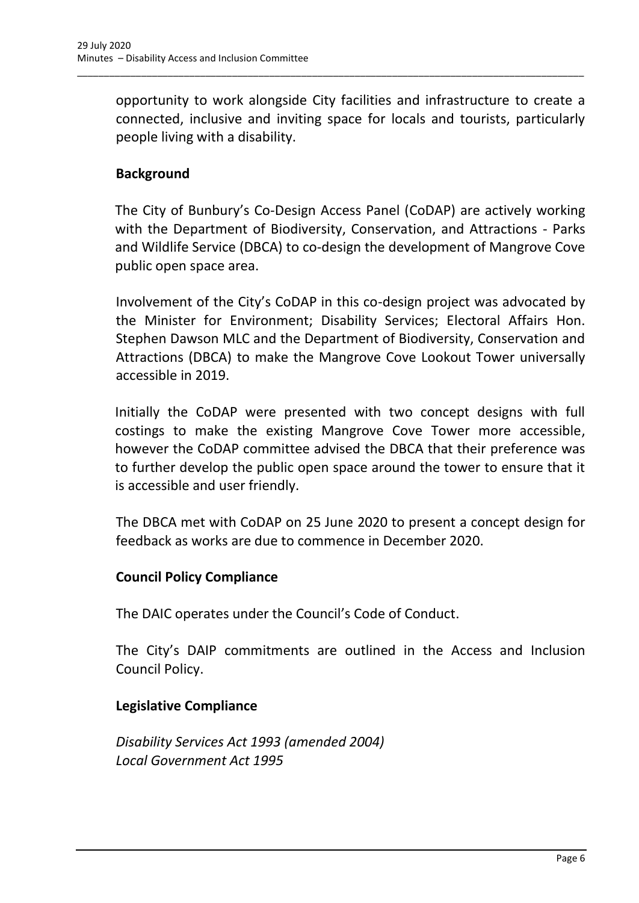opportunity to work alongside City facilities and infrastructure to create a connected, inclusive and inviting space for locals and tourists, particularly people living with a disability.

**Background**

The City of Bunbury's Co-Design Access Panel (CoDAP) are actively working with the Department of Biodiversity, Conservation, and Attractions - Parks and Wildlife Service (DBCA) to co-design the development of Mangrove Cove public open space area.

Involvement of the City's CoDAP in this co-design project was advocated by the Minister for Environment; Disability Services; Electoral Affairs Hon. Stephen Dawson MLC and the Department of Biodiversity, Conservation and Attractions (DBCA) to make the Mangrove Cove Lookout Tower universally accessible in 2019.

Initially the CoDAP were presented with two concept designs with full costings to make the existing Mangrove Cove Tower more accessible, however the CoDAP committee advised the DBCA that their preference was to further develop the public open space around the tower to ensure that it is accessible and user friendly.

The DBCA met with CoDAP on 25 June 2020 to present a concept design for feedback as works are due to commence in December 2020.

**Council Policy Compliance**

The DAIC operates under the Council's Code of Conduct.

The City's DAIP commitments are outlined in the Access and Inclusion Council Policy.

**Legislative Compliance**

*Disability Services Act 1993 (amended 2004)*
*Local Government Act 1995*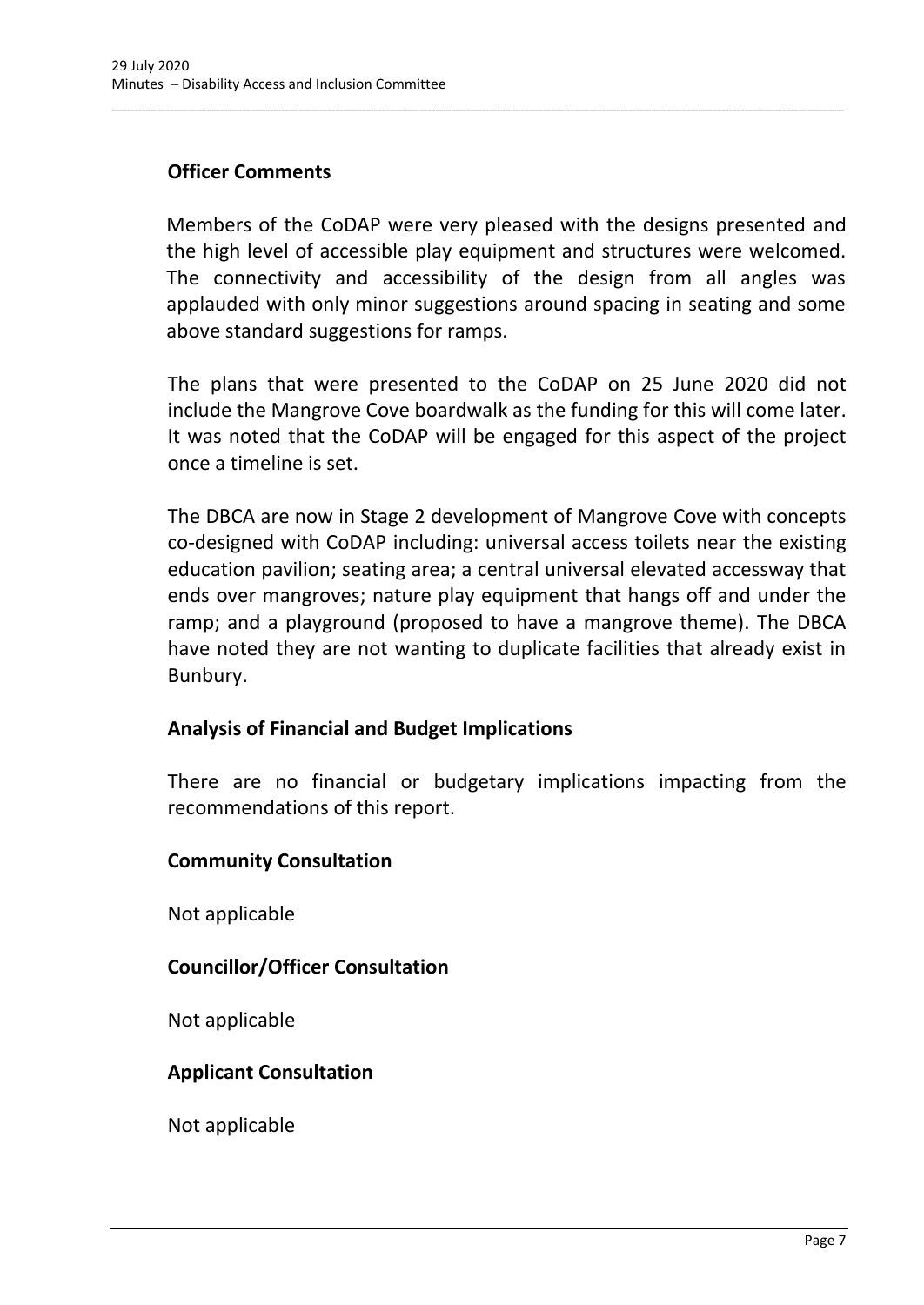## Officer Comments

Members of the CoDAP were very pleased with the designs presented and the high level of accessible play equipment and structures were welcomed. The connectivity and accessibility of the design from all angles was applauded with only minor suggestions around spacing in seating and some above standard suggestions for ramps.

The plans that were presented to the CoDAP on 25 June 2020 did not include the Mangrove Cove boardwalk as the funding for this will come later. It was noted that the CoDAP will be engaged for this aspect of the project once a timeline is set.

The DBCA are now in Stage 2 development of Mangrove Cove with concepts co-designed with CoDAP including: universal access toilets near the existing education pavilion; seating area; a central universal elevated accessway that ends over mangroves; nature play equipment that hangs off and under the ramp; and a playground (proposed to have a mangrove theme). The DBCA have noted they are not wanting to duplicate facilities that already exist in Bunbury.

## Analysis of Financial and Budget Implications

There are no financial or budgetary implications impacting from the recommendations of this report.

## Community Consultation

Not applicable

## Councillor/Officer Consultation

Not applicable

## Applicant Consultation

Not applicable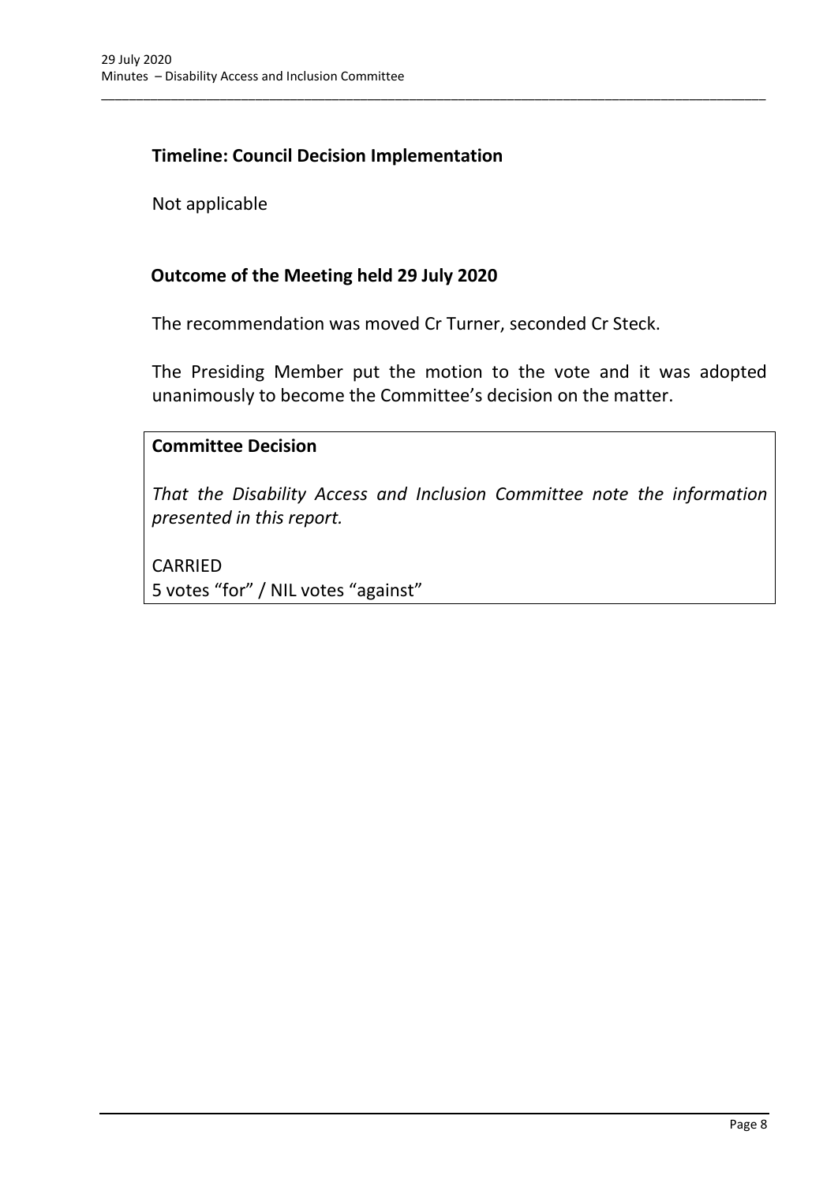### Timeline: Council Decision Implementation

Not applicable

### Outcome of the Meeting held 29 July 2020

The recommendation was moved Cr Turner, seconded Cr Steck.

The Presiding Member put the motion to the vote and it was adopted unanimously to become the Committee's decision on the matter.

**Committee Decision**

*That the Disability Access and Inclusion Committee note the information presented in this report.*

CARRIED
5 votes "for" / NIL votes "against"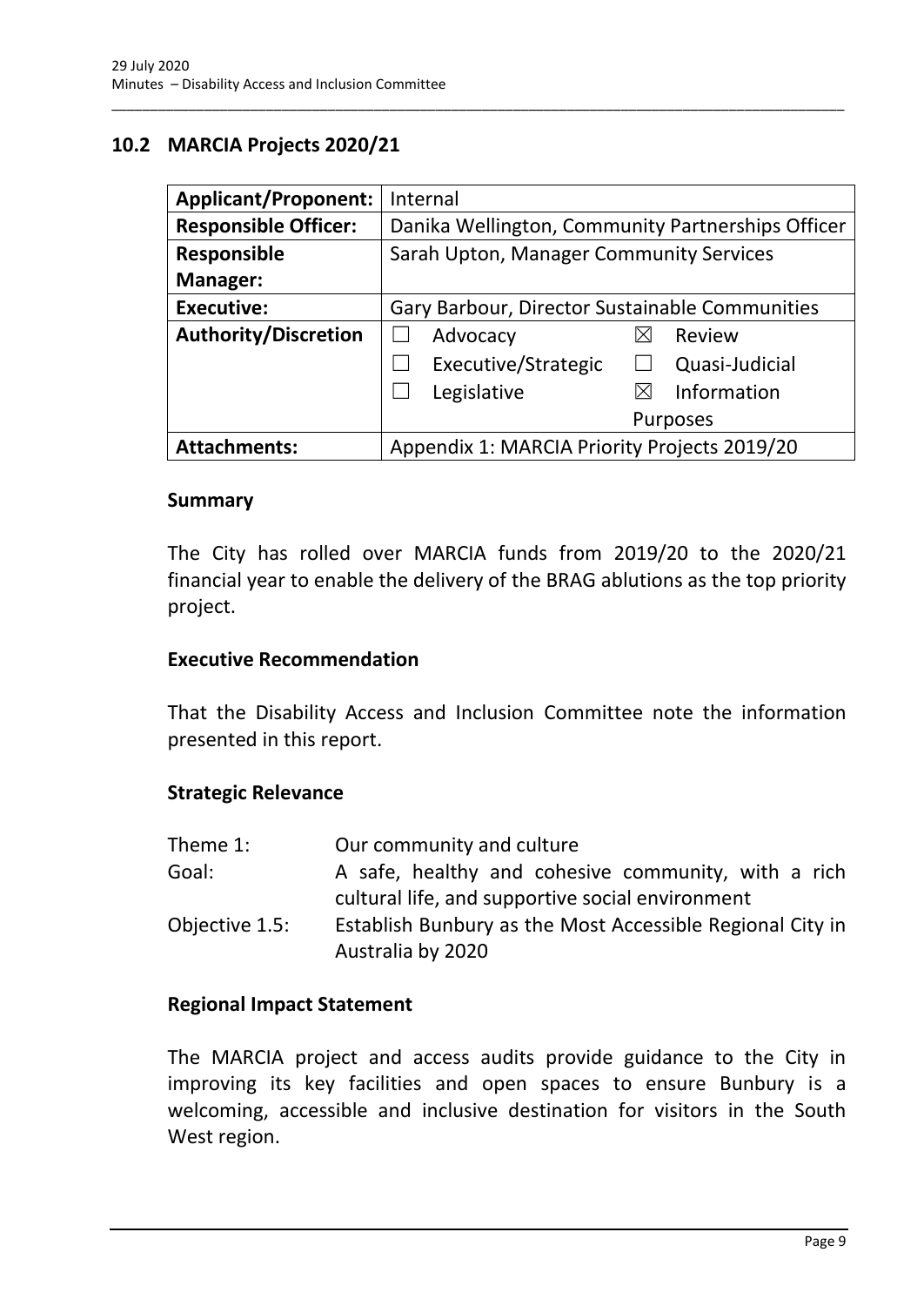## 10.2 MARCIA Projects 2020/21

| **Applicant/Proponent:** | Internal |
|---|---|
| **Responsible Officer:** | Danika Wellington, Community Partnerships Officer |
| **Responsible Manager:** | Sarah Upton, Manager Community Services |
| **Executive:** | Gary Barbour, Director Sustainable Communities |
| **Authority/Discretion** | ☐ Advocacy ☒ Review<br>☐ Executive/Strategic ☐ Quasi-Judicial<br>☐ Legislative ☒ Information Purposes |
| **Attachments:** | Appendix 1: MARCIA Priority Projects 2019/20 |

### Summary

The City has rolled over MARCIA funds from 2019/20 to the 2020/21 financial year to enable the delivery of the BRAG ablutions as the top priority project.

### Executive Recommendation

That the Disability Access and Inclusion Committee note the information presented in this report.

### Strategic Relevance

| | |
|---|---|
| Theme 1: | Our community and culture |
| Goal: | A safe, healthy and cohesive community, with a rich cultural life, and supportive social environment |
| Objective 1.5: | Establish Bunbury as the Most Accessible Regional City in Australia by 2020 |

### Regional Impact Statement

The MARCIA project and access audits provide guidance to the City in improving its key facilities and open spaces to ensure Bunbury is a welcoming, accessible and inclusive destination for visitors in the South West region.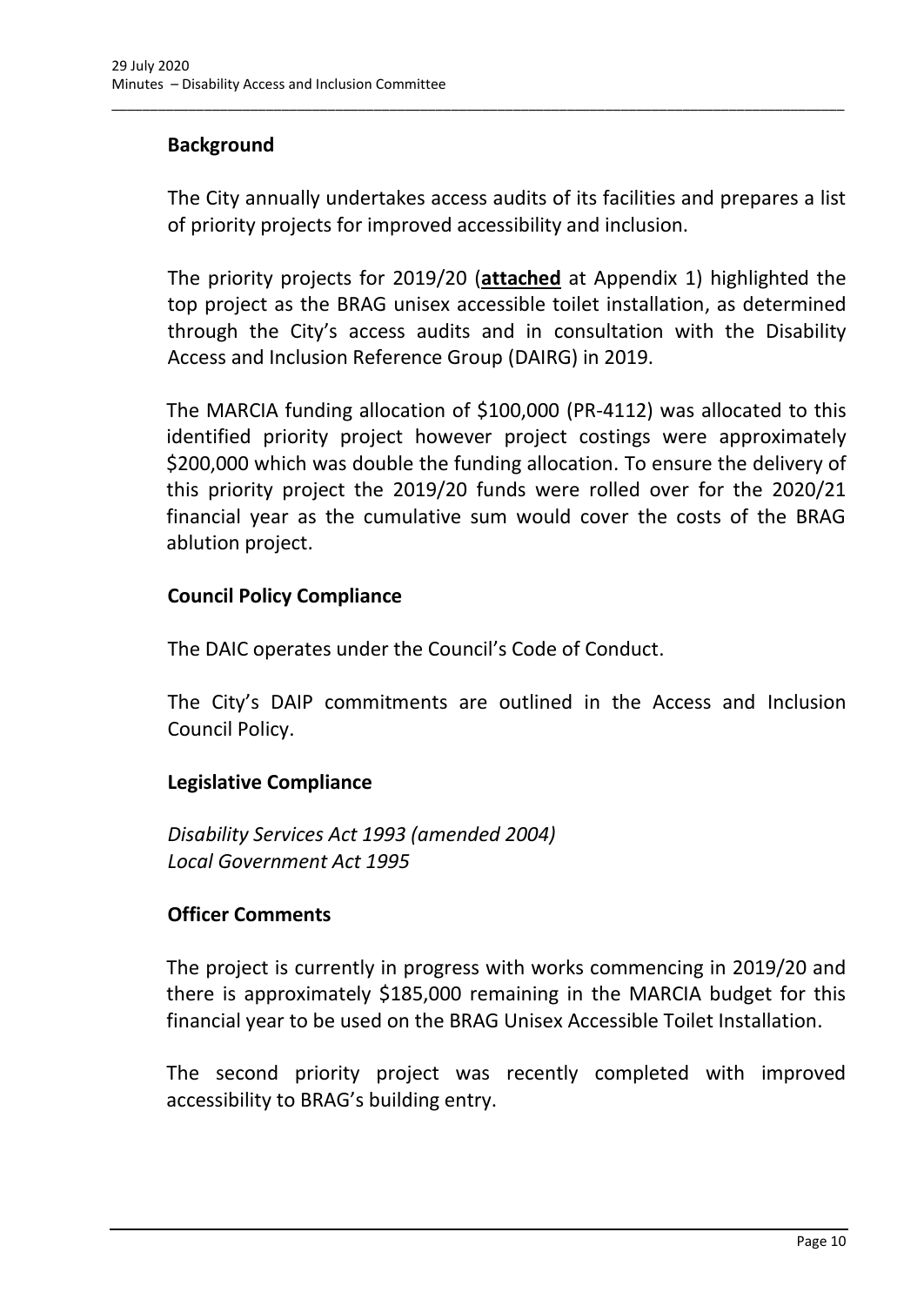**Background**

The City annually undertakes access audits of its facilities and prepares a list of priority projects for improved accessibility and inclusion.

The priority projects for 2019/20 (**attached** at Appendix 1) highlighted the top project as the BRAG unisex accessible toilet installation, as determined through the City's access audits and in consultation with the Disability Access and Inclusion Reference Group (DAIRG) in 2019.

The MARCIA funding allocation of $100,000 (PR-4112) was allocated to this identified priority project however project costings were approximately $200,000 which was double the funding allocation. To ensure the delivery of this priority project the 2019/20 funds were rolled over for the 2020/21 financial year as the cumulative sum would cover the costs of the BRAG ablution project.

**Council Policy Compliance**

The DAIC operates under the Council's Code of Conduct.

The City's DAIP commitments are outlined in the Access and Inclusion Council Policy.

**Legislative Compliance**

*Disability Services Act 1993 (amended 2004)*
*Local Government Act 1995*

**Officer Comments**

The project is currently in progress with works commencing in 2019/20 and there is approximately $185,000 remaining in the MARCIA budget for this financial year to be used on the BRAG Unisex Accessible Toilet Installation.

The second priority project was recently completed with improved accessibility to BRAG's building entry.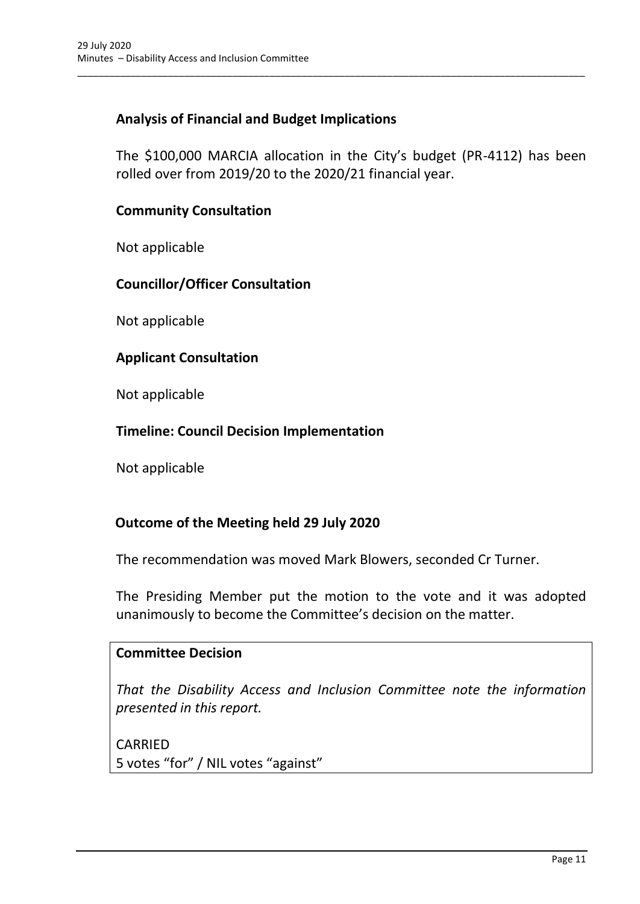### Analysis of Financial and Budget Implications

The $100,000 MARCIA allocation in the City's budget (PR-4112) has been rolled over from 2019/20 to the 2020/21 financial year.

### Community Consultation

Not applicable

### Councillor/Officer Consultation

Not applicable

### Applicant Consultation

Not applicable

### Timeline: Council Decision Implementation

Not applicable

### Outcome of the Meeting held 29 July 2020

The recommendation was moved Mark Blowers, seconded Cr Turner.

The Presiding Member put the motion to the vote and it was adopted unanimously to become the Committee's decision on the matter.

**Committee Decision**

*That the Disability Access and Inclusion Committee note the information presented in this report.*

CARRIED
5 votes "for" / NIL votes "against"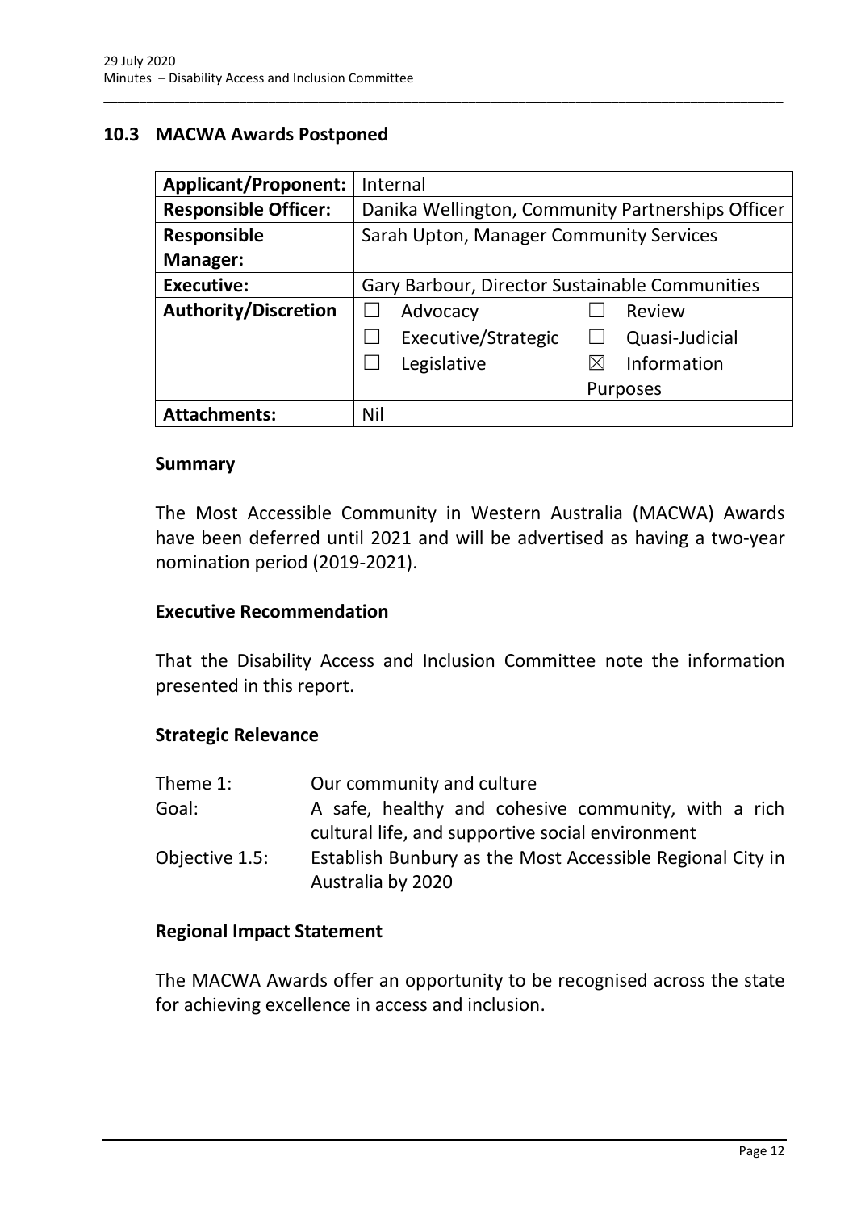## 10.3 MACWA Awards Postponed

| **Applicant/Proponent:** | Internal |
|---|---|
| **Responsible Officer:** | Danika Wellington, Community Partnerships Officer |
| **Responsible Manager:** | Sarah Upton, Manager Community Services |
| **Executive:** | Gary Barbour, Director Sustainable Communities |
| **Authority/Discretion** | ☐ Advocacy ☐ Review<br>☐ Executive/Strategic ☐ Quasi-Judicial<br>☐ Legislative ☒ Information Purposes |
| **Attachments:** | Nil |

### Summary

The Most Accessible Community in Western Australia (MACWA) Awards have been deferred until 2021 and will be advertised as having a two-year nomination period (2019-2021).

### Executive Recommendation

That the Disability Access and Inclusion Committee note the information presented in this report.

### Strategic Relevance

| | |
|---|---|
| Theme 1: | Our community and culture |
| Goal: | A safe, healthy and cohesive community, with a rich cultural life, and supportive social environment |
| Objective 1.5: | Establish Bunbury as the Most Accessible Regional City in Australia by 2020 |

### Regional Impact Statement

The MACWA Awards offer an opportunity to be recognised across the state for achieving excellence in access and inclusion.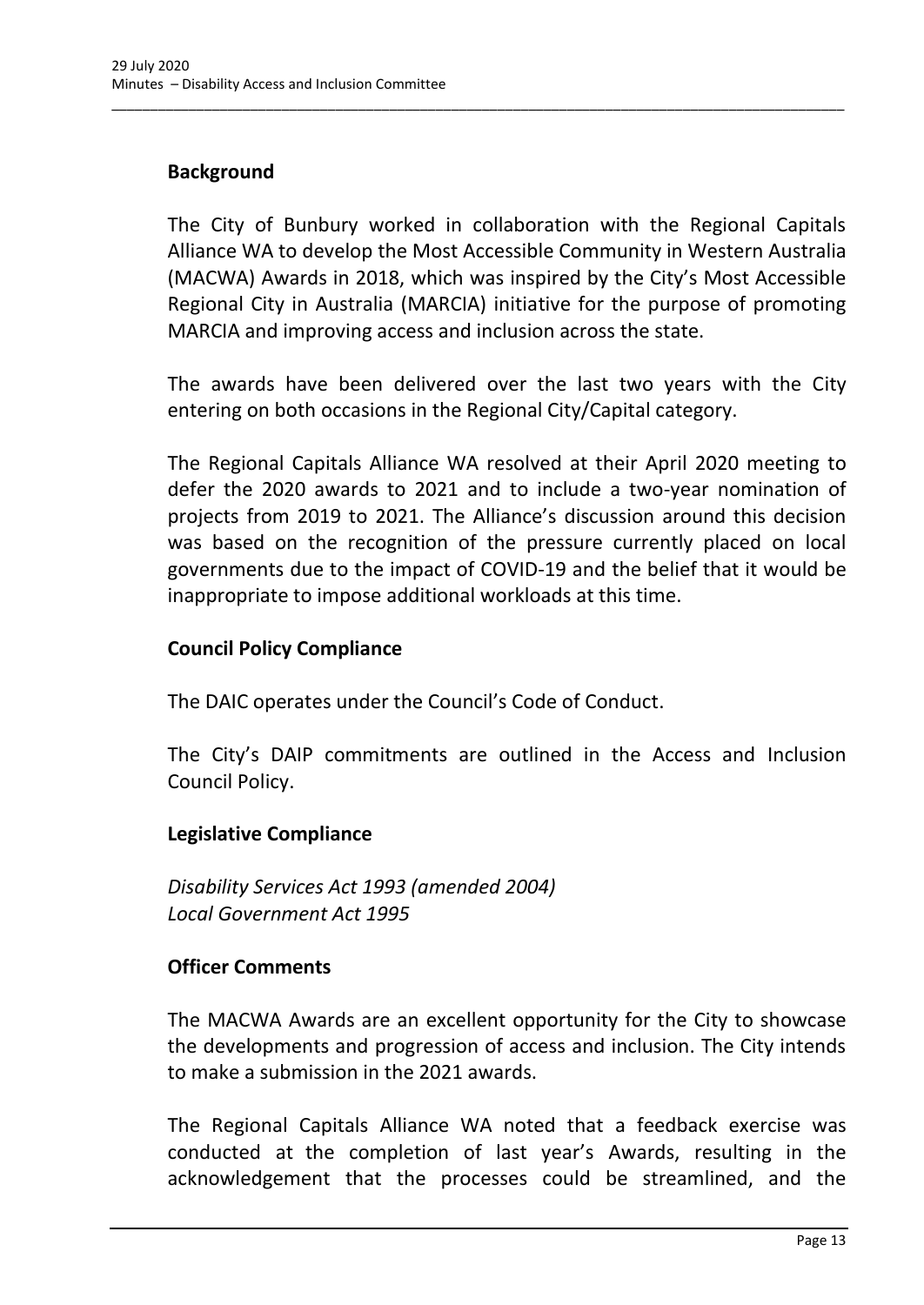## Background

The City of Bunbury worked in collaboration with the Regional Capitals Alliance WA to develop the Most Accessible Community in Western Australia (MACWA) Awards in 2018, which was inspired by the City's Most Accessible Regional City in Australia (MARCIA) initiative for the purpose of promoting MARCIA and improving access and inclusion across the state.

The awards have been delivered over the last two years with the City entering on both occasions in the Regional City/Capital category.

The Regional Capitals Alliance WA resolved at their April 2020 meeting to defer the 2020 awards to 2021 and to include a two-year nomination of projects from 2019 to 2021. The Alliance's discussion around this decision was based on the recognition of the pressure currently placed on local governments due to the impact of COVID-19 and the belief that it would be inappropriate to impose additional workloads at this time.

## Council Policy Compliance

The DAIC operates under the Council's Code of Conduct.

The City's DAIP commitments are outlined in the Access and Inclusion Council Policy.

## Legislative Compliance

*Disability Services Act 1993 (amended 2004)*
*Local Government Act 1995*

## Officer Comments

The MACWA Awards are an excellent opportunity for the City to showcase the developments and progression of access and inclusion. The City intends to make a submission in the 2021 awards.

The Regional Capitals Alliance WA noted that a feedback exercise was conducted at the completion of last year's Awards, resulting in the acknowledgement that the processes could be streamlined, and the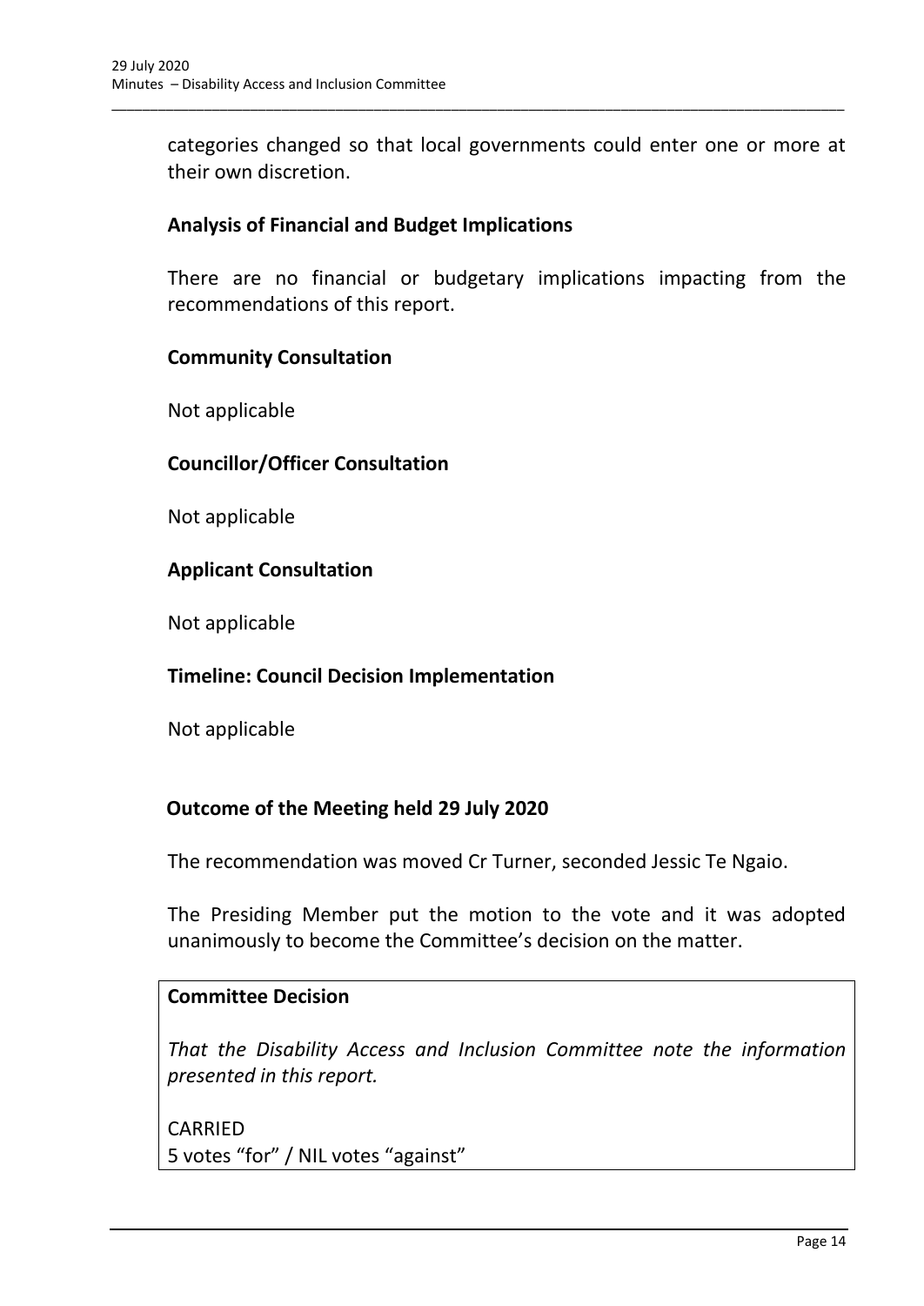categories changed so that local governments could enter one or more at their own discretion.

**Analysis of Financial and Budget Implications**

There are no financial or budgetary implications impacting from the recommendations of this report.

**Community Consultation**

Not applicable

**Councillor/Officer Consultation**

Not applicable

**Applicant Consultation**

Not applicable

**Timeline: Council Decision Implementation**

Not applicable

**Outcome of the Meeting held 29 July 2020**

The recommendation was moved Cr Turner, seconded Jessic Te Ngaio.

The Presiding Member put the motion to the vote and it was adopted unanimously to become the Committee's decision on the matter.

| **Committee Decision** |
|---|
| *That the Disability Access and Inclusion Committee note the information presented in this report.*<br><br>CARRIED<br>5 votes "for" / NIL votes "against" |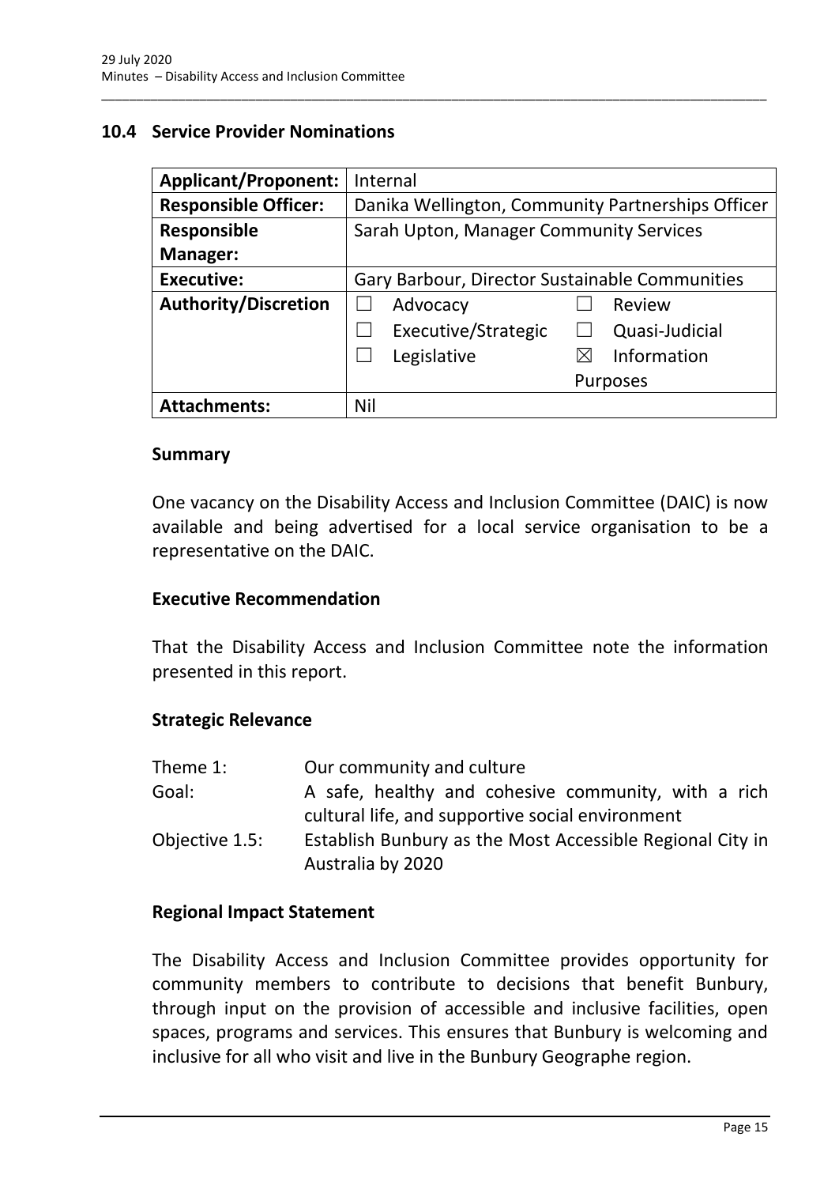## 10.4 Service Provider Nominations

| Applicant/Proponent: | Internal |
|---|---|
| Responsible Officer: | Danika Wellington, Community Partnerships Officer |
| Responsible Manager: | Sarah Upton, Manager Community Services |
| Executive: | Gary Barbour, Director Sustainable Communities |
| Authority/Discretion | ☐ Advocacy ☐ Review<br>☐ Executive/Strategic ☐ Quasi-Judicial<br>☐ Legislative ☒ Information Purposes |
| Attachments: | Nil |

### Summary

One vacancy on the Disability Access and Inclusion Committee (DAIC) is now available and being advertised for a local service organisation to be a representative on the DAIC.

### Executive Recommendation

That the Disability Access and Inclusion Committee note the information presented in this report.

### Strategic Relevance

| | |
|---|---|
| Theme 1: | Our community and culture |
| Goal: | A safe, healthy and cohesive community, with a rich cultural life, and supportive social environment |
| Objective 1.5: | Establish Bunbury as the Most Accessible Regional City in Australia by 2020 |

### Regional Impact Statement

The Disability Access and Inclusion Committee provides opportunity for community members to contribute to decisions that benefit Bunbury, through input on the provision of accessible and inclusive facilities, open spaces, programs and services. This ensures that Bunbury is welcoming and inclusive for all who visit and live in the Bunbury Geographe region.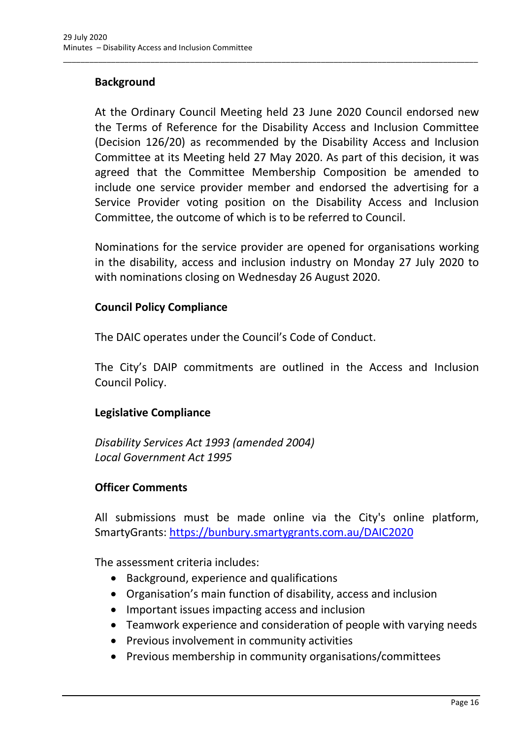**Background**

At the Ordinary Council Meeting held 23 June 2020 Council endorsed new the Terms of Reference for the Disability Access and Inclusion Committee (Decision 126/20) as recommended by the Disability Access and Inclusion Committee at its Meeting held 27 May 2020. As part of this decision, it was agreed that the Committee Membership Composition be amended to include one service provider member and endorsed the advertising for a Service Provider voting position on the Disability Access and Inclusion Committee, the outcome of which is to be referred to Council.

Nominations for the service provider are opened for organisations working in the disability, access and inclusion industry on Monday 27 July 2020 to with nominations closing on Wednesday 26 August 2020.

**Council Policy Compliance**

The DAIC operates under the Council's Code of Conduct.

The City's DAIP commitments are outlined in the Access and Inclusion Council Policy.

**Legislative Compliance**

*Disability Services Act 1993 (amended 2004)*
*Local Government Act 1995*

**Officer Comments**

All submissions must be made online via the City's online platform, SmartyGrants: https://bunbury.smartygrants.com.au/DAIC2020

The assessment criteria includes:

- Background, experience and qualifications
- Organisation's main function of disability, access and inclusion
- Important issues impacting access and inclusion
- Teamwork experience and consideration of people with varying needs
- Previous involvement in community activities
- Previous membership in community organisations/committees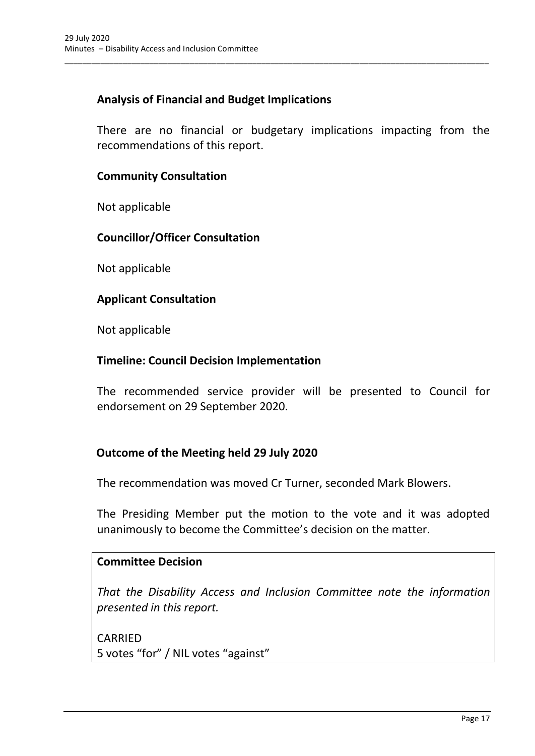## Analysis of Financial and Budget Implications

There are no financial or budgetary implications impacting from the recommendations of this report.

## Community Consultation

Not applicable

## Councillor/Officer Consultation

Not applicable

## Applicant Consultation

Not applicable

## Timeline: Council Decision Implementation

The recommended service provider will be presented to Council for endorsement on 29 September 2020.

## Outcome of the Meeting held 29 July 2020

The recommendation was moved Cr Turner, seconded Mark Blowers.

The Presiding Member put the motion to the vote and it was adopted unanimously to become the Committee's decision on the matter.

**Committee Decision**

*That the Disability Access and Inclusion Committee note the information presented in this report.*

CARRIED
5 votes "for" / NIL votes "against"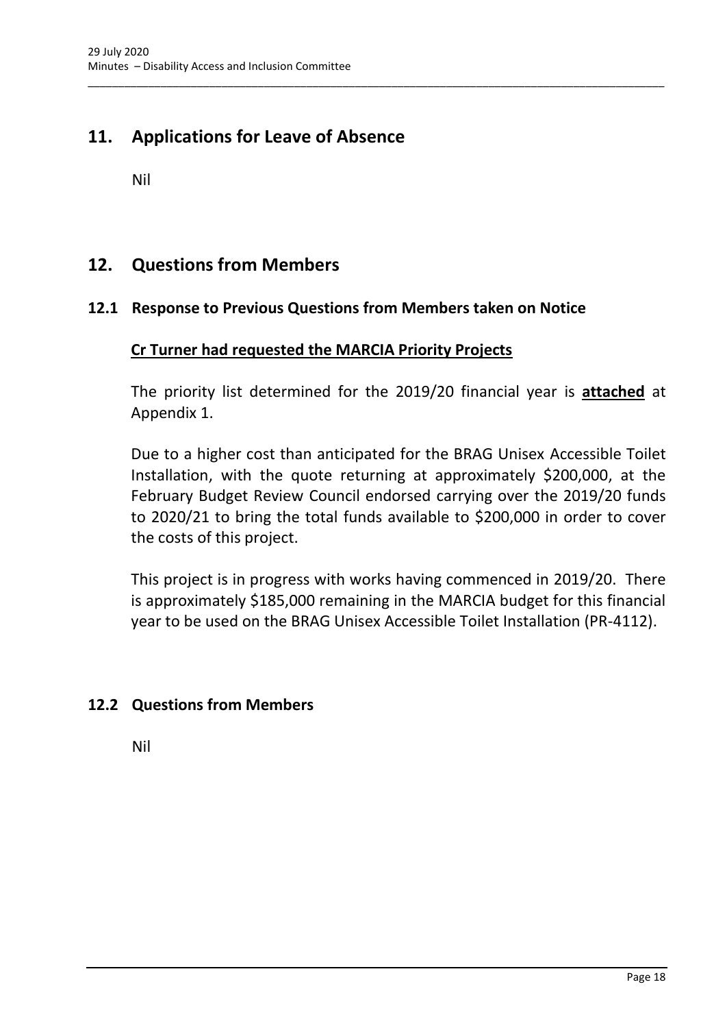## 11. Applications for Leave of Absence

Nil

## 12. Questions from Members

### 12.1 Response to Previous Questions from Members taken on Notice

**Cr Turner had requested the MARCIA Priority Projects**

The priority list determined for the 2019/20 financial year is **attached** at Appendix 1.

Due to a higher cost than anticipated for the BRAG Unisex Accessible Toilet Installation, with the quote returning at approximately $200,000, at the February Budget Review Council endorsed carrying over the 2019/20 funds to 2020/21 to bring the total funds available to $200,000 in order to cover the costs of this project.

This project is in progress with works having commenced in 2019/20. There is approximately $185,000 remaining in the MARCIA budget for this financial year to be used on the BRAG Unisex Accessible Toilet Installation (PR-4112).

### 12.2 Questions from Members

Nil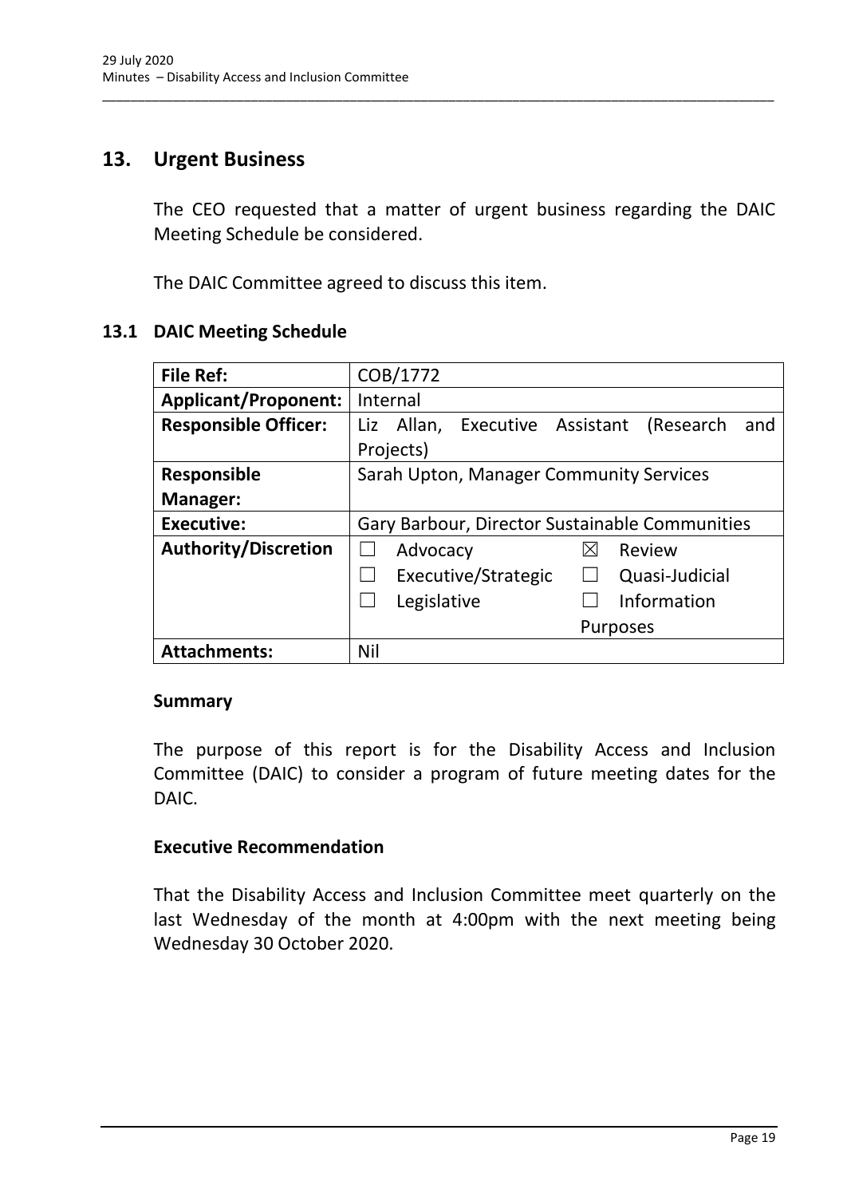## 13. Urgent Business

The CEO requested that a matter of urgent business regarding the DAIC Meeting Schedule be considered.

The DAIC Committee agreed to discuss this item.

### 13.1 DAIC Meeting Schedule

| | |
|---|---|
| **File Ref:** | COB/1772 |
| **Applicant/Proponent:** | Internal |
| **Responsible Officer:** | Liz Allan, Executive Assistant (Research and Projects) |
| **Responsible Manager:** | Sarah Upton, Manager Community Services |
| **Executive:** | Gary Barbour, Director Sustainable Communities |
| **Authority/Discretion** | ☐ Advocacy ☒ Review<br>☐ Executive/Strategic ☐ Quasi-Judicial<br>☐ Legislative ☐ Information Purposes |
| **Attachments:** | Nil |

#### Summary

The purpose of this report is for the Disability Access and Inclusion Committee (DAIC) to consider a program of future meeting dates for the DAIC.

#### Executive Recommendation

That the Disability Access and Inclusion Committee meet quarterly on the last Wednesday of the month at 4:00pm with the next meeting being Wednesday 30 October 2020.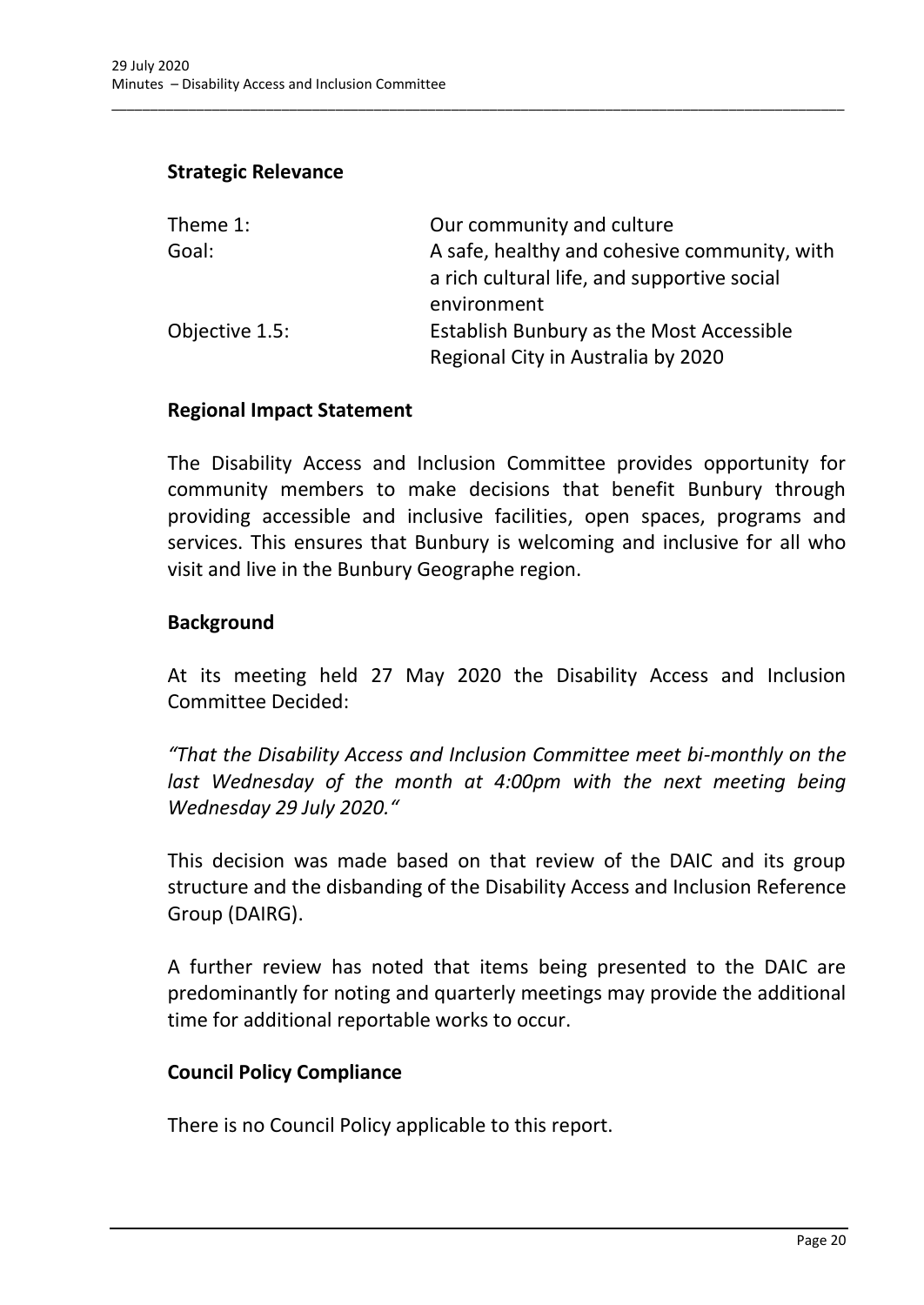## Strategic Relevance

| | |
|---|---|
| Theme 1: | Our community and culture |
| Goal: | A safe, healthy and cohesive community, with a rich cultural life, and supportive social environment |
| Objective 1.5: | Establish Bunbury as the Most Accessible Regional City in Australia by 2020 |

## Regional Impact Statement

The Disability Access and Inclusion Committee provides opportunity for community members to make decisions that benefit Bunbury through providing accessible and inclusive facilities, open spaces, programs and services. This ensures that Bunbury is welcoming and inclusive for all who visit and live in the Bunbury Geographe region.

## Background

At its meeting held 27 May 2020 the Disability Access and Inclusion Committee Decided:

*"That the Disability Access and Inclusion Committee meet bi-monthly on the last Wednesday of the month at 4:00pm with the next meeting being Wednesday 29 July 2020."*

This decision was made based on that review of the DAIC and its group structure and the disbanding of the Disability Access and Inclusion Reference Group (DAIRG).

A further review has noted that items being presented to the DAIC are predominantly for noting and quarterly meetings may provide the additional time for additional reportable works to occur.

## Council Policy Compliance

There is no Council Policy applicable to this report.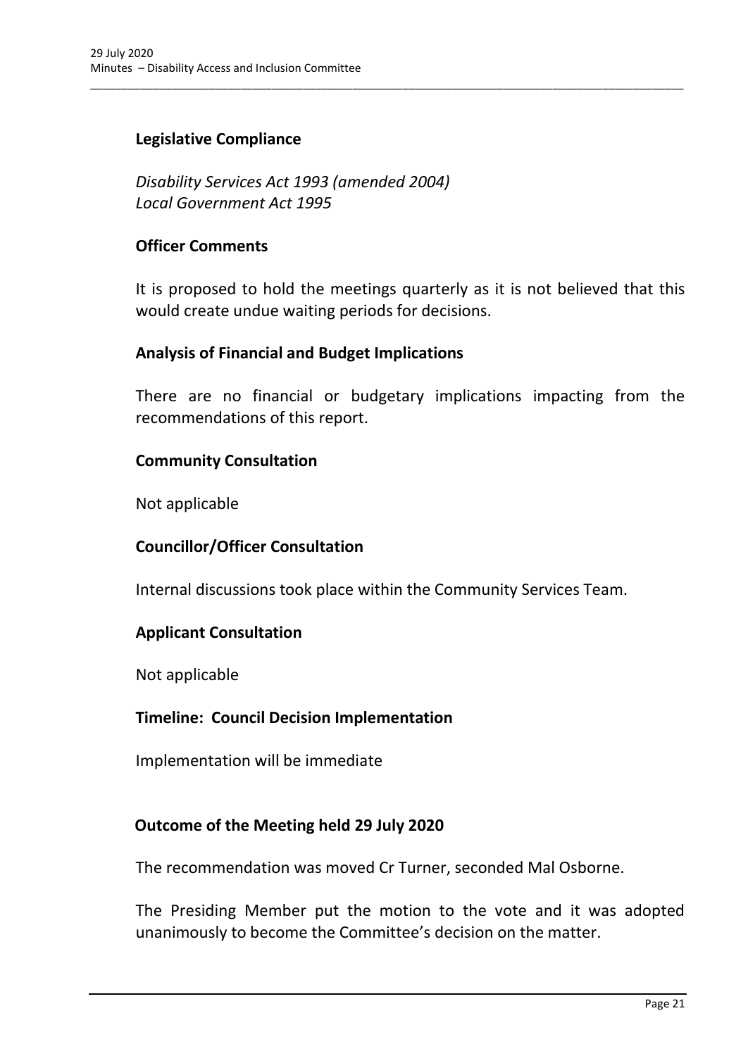### Legislative Compliance

*Disability Services Act 1993 (amended 2004)*
*Local Government Act 1995*

### Officer Comments

It is proposed to hold the meetings quarterly as it is not believed that this would create undue waiting periods for decisions.

### Analysis of Financial and Budget Implications

There are no financial or budgetary implications impacting from the recommendations of this report.

### Community Consultation

Not applicable

### Councillor/Officer Consultation

Internal discussions took place within the Community Services Team.

### Applicant Consultation

Not applicable

### Timeline: Council Decision Implementation

Implementation will be immediate

### Outcome of the Meeting held 29 July 2020

The recommendation was moved Cr Turner, seconded Mal Osborne.

The Presiding Member put the motion to the vote and it was adopted unanimously to become the Committee's decision on the matter.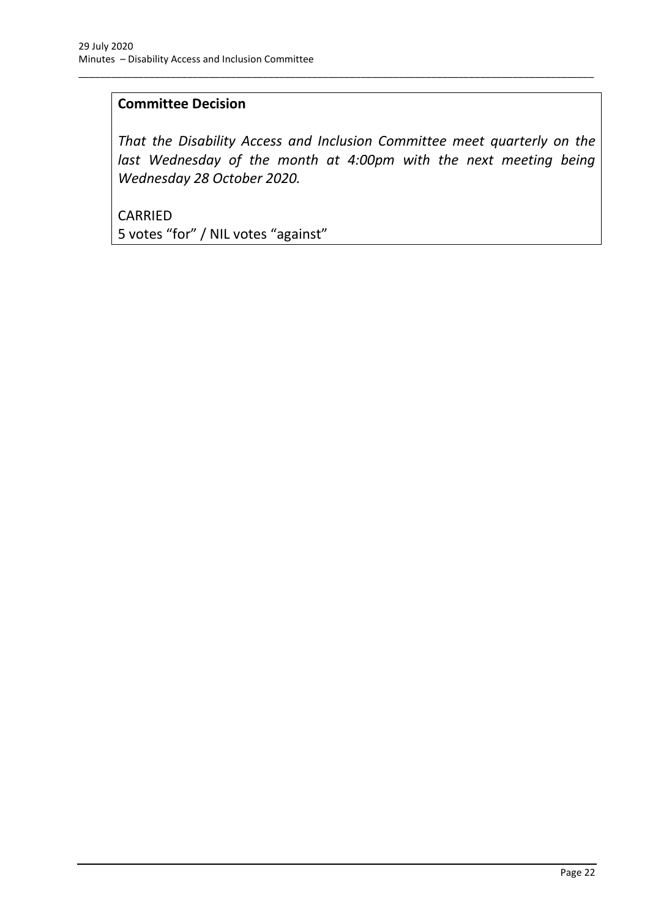**Committee Decision**

*That the Disability Access and Inclusion Committee meet quarterly on the last Wednesday of the month at 4:00pm with the next meeting being Wednesday 28 October 2020.*

CARRIED
5 votes “for” / NIL votes “against”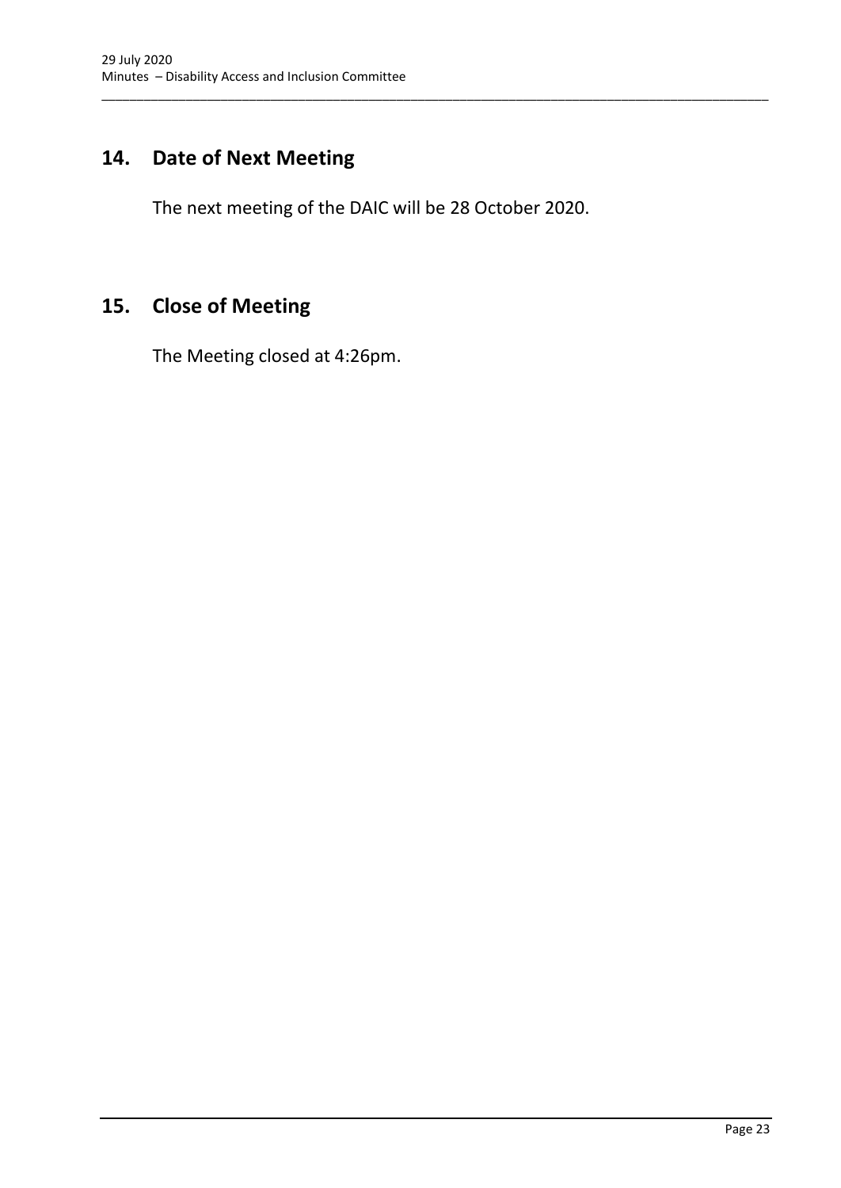## 14. Date of Next Meeting

The next meeting of the DAIC will be 28 October 2020.

## 15. Close of Meeting

The Meeting closed at 4:26pm.